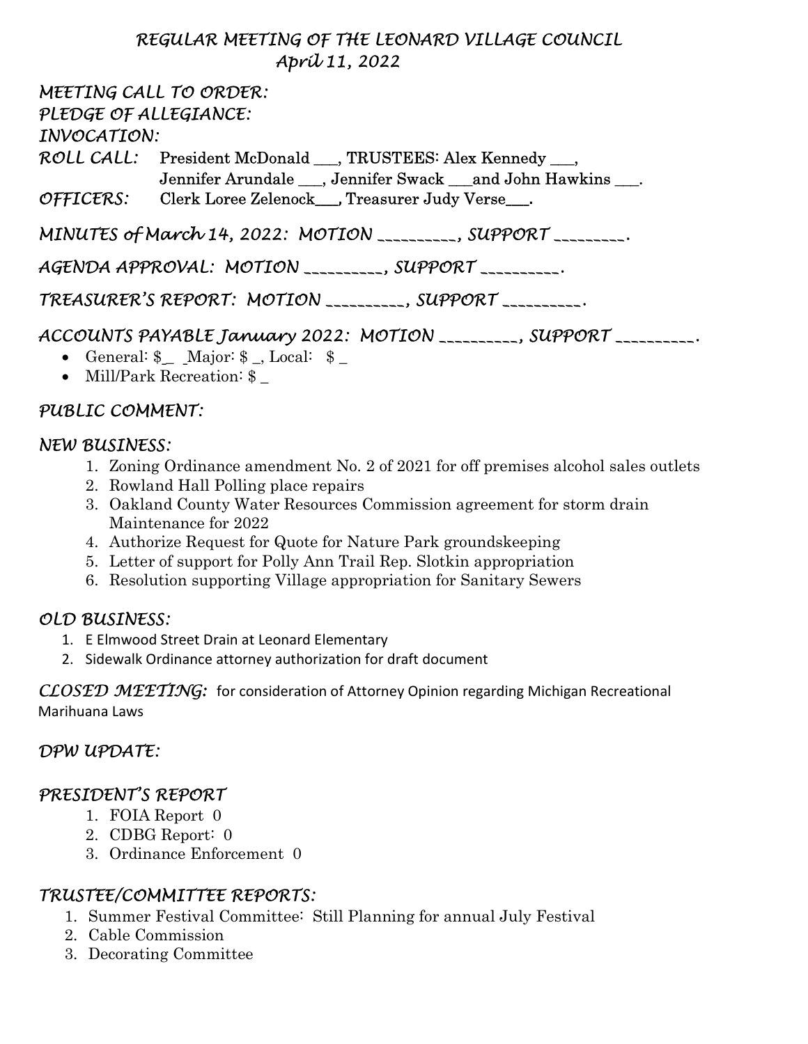# REGULAR MEETING OF THE LEONARD VILLAGE COUNCIL
## April 11, 2022

**MEETING CALL TO ORDER:**

**PLEDGE OF ALLEGIANCE:**

**INVOCATION:**

**ROLL CALL:** President McDonald ___, TRUSTEES: Alex Kennedy ___, Jennifer Arundale ___, Jennifer Swack ___and John Hawkins ___.

**OFFICERS:** Clerk Loree Zelenock___, Treasurer Judy Verse___.

**MINUTES of March 14, 2022: MOTION __________, SUPPORT _________.**

**AGENDA APPROVAL: MOTION __________, SUPPORT __________.**

**TREASURER'S REPORT: MOTION __________, SUPPORT __________.**

**ACCOUNTS PAYABLE January 2022: MOTION __________, SUPPORT __________.**

- General: $__ Major: $ _, Local: $ _
- Mill/Park Recreation: $ _

**PUBLIC COMMENT:**

**NEW BUSINESS:**

1. Zoning Ordinance amendment No. 2 of 2021 for off premises alcohol sales outlets
2. Rowland Hall Polling place repairs
3. Oakland County Water Resources Commission agreement for storm drain Maintenance for 2022
4. Authorize Request for Quote for Nature Park groundskeeping
5. Letter of support for Polly Ann Trail Rep. Slotkin appropriation
6. Resolution supporting Village appropriation for Sanitary Sewers

**OLD BUSINESS:**

1. E Elmwood Street Drain at Leonard Elementary
2. Sidewalk Ordinance attorney authorization for draft document

**CLOSED MEETING:** for consideration of Attorney Opinion regarding Michigan Recreational Marihuana Laws

**DPW UPDATE:**

**PRESIDENT'S REPORT**

1. FOIA Report 0
2. CDBG Report: 0
3. Ordinance Enforcement 0

**TRUSTEE/COMMITTEE REPORTS:**

1. Summer Festival Committee: Still Planning for annual July Festival
2. Cable Commission
3. Decorating Committee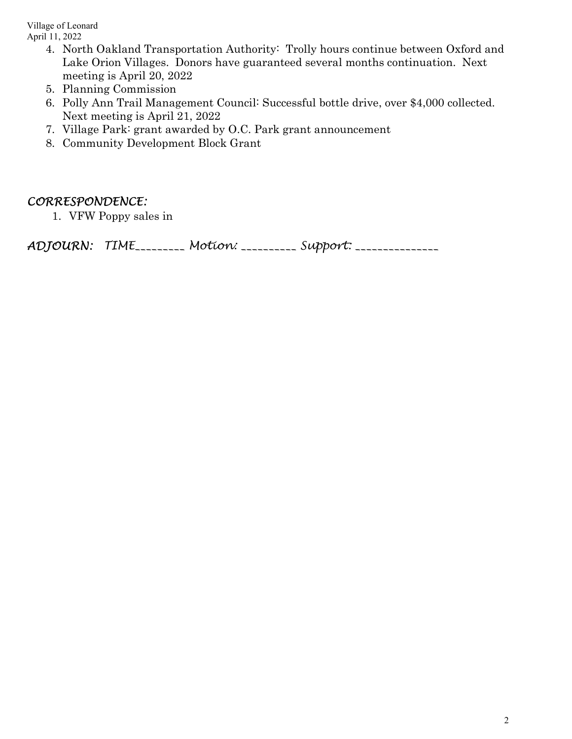4. North Oakland Transportation Authority: Trolly hours continue between Oxford and Lake Orion Villages. Donors have guaranteed several months continuation. Next meeting is April 20, 2022
5. Planning Commission
6. Polly Ann Trail Management Council: Successful bottle drive, over $4,000 collected. Next meeting is April 21, 2022
7. Village Park: grant awarded by O.C. Park grant announcement
8. Community Development Block Grant

***CORRESPONDENCE:***

1. VFW Poppy sales in

***ADJOURN: TIME_________ Motion: __________ Support: _______________***